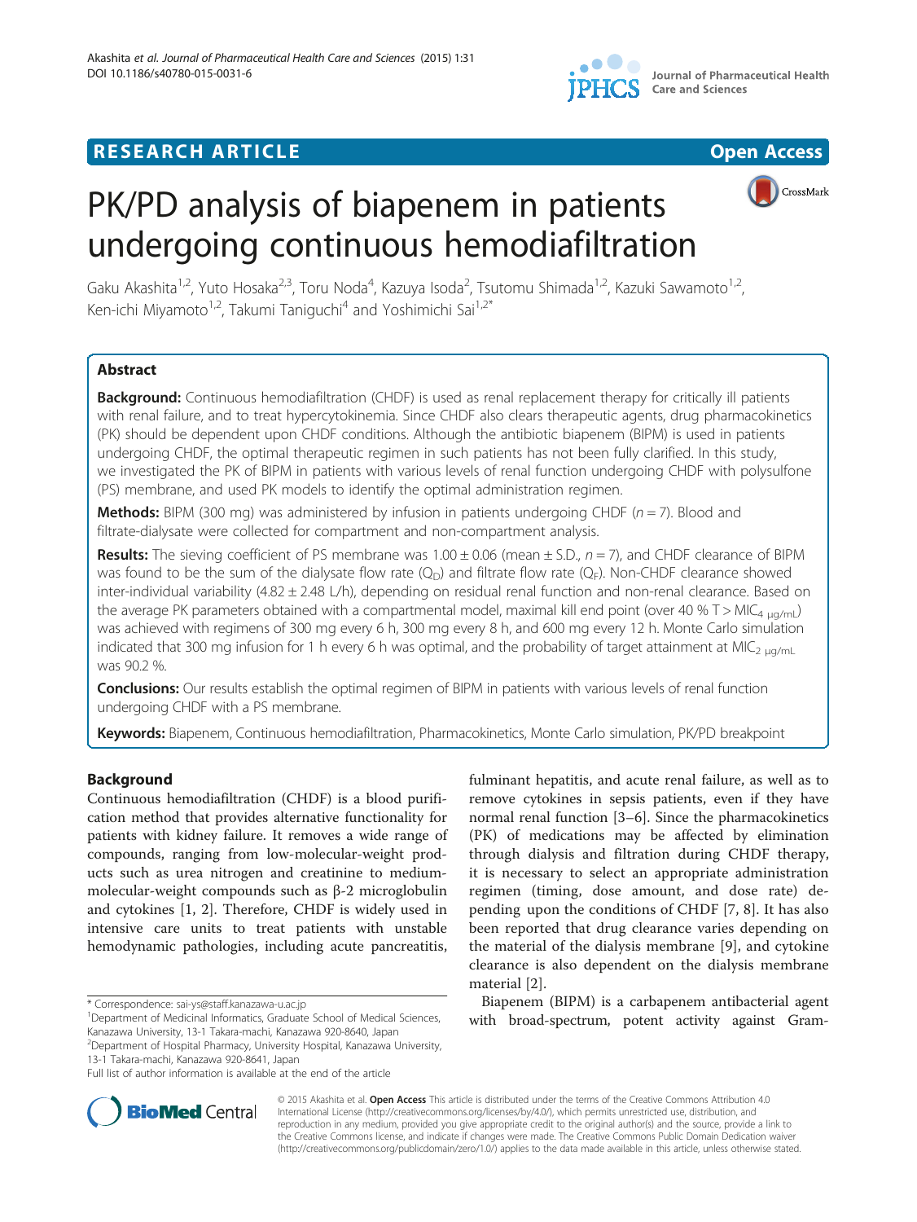**RESEARCH ARTICLE** **Open Access**

# PK/PD analysis of biapenem in patients undergoing continuous hemodiafiltration

Gaku Akashita[1,2], Yuto Hosaka[2,3], Toru Noda[4], Kazuya Isoda[2], Tsutomu Shimada[1,2], Kazuki Sawamoto[1,2], Ken-ichi Miyamoto[1,2], Takumi Taniguchi[4] and Yoshimichi Sai[1,2*]

## Abstract

**Background:** Continuous hemodiafiltration (CHDF) is used as renal replacement therapy for critically ill patients with renal failure, and to treat hypercytokinemia. Since CHDF also clears therapeutic agents, drug pharmacokinetics (PK) should be dependent upon CHDF conditions. Although the antibiotic biapenem (BIPM) is used in patients undergoing CHDF, the optimal therapeutic regimen in such patients has not been fully clarified. In this study, we investigated the PK of BIPM in patients with various levels of renal function undergoing CHDF with polysulfone (PS) membrane, and used PK models to identify the optimal administration regimen.

**Methods:** BIPM (300 mg) was administered by infusion in patients undergoing CHDF ($n = 7$). Blood and filtrate-dialysate were collected for compartment and non-compartment analysis.

**Results:** The sieving coefficient of PS membrane was $1.00 \pm 0.06$ (mean ± S.D., $n = 7$), and CHDF clearance of BIPM was found to be the sum of the dialysate flow rate ($Q_D$) and filtrate flow rate ($Q_F$). Non-CHDF clearance showed inter-individual variability ($4.82 \pm 2.48$ L/h), depending on residual renal function and non-renal clearance. Based on the average PK parameters obtained with a compartmental model, maximal kill end point (over 40 % T > $MIC_{4\ \mu g/mL}$) was achieved with regimens of 300 mg every 6 h, 300 mg every 8 h, and 600 mg every 12 h. Monte Carlo simulation indicated that 300 mg infusion for 1 h every 6 h was optimal, and the probability of target attainment at $MIC_{2\ \mu g/mL}$ was 90.2 %.

**Conclusions:** Our results establish the optimal regimen of BIPM in patients with various levels of renal function undergoing CHDF with a PS membrane.

**Keywords:** Biapenem, Continuous hemodiafiltration, Pharmacokinetics, Monte Carlo simulation, PK/PD breakpoint

## Background

Continuous hemodiafiltration (CHDF) is a blood purification method that provides alternative functionality for patients with kidney failure. It removes a wide range of compounds, ranging from low-molecular-weight products such as urea nitrogen and creatinine to medium-molecular-weight compounds such as β-2 microglobulin and cytokines [1, 2]. Therefore, CHDF is widely used in intensive care units to treat patients with unstable hemodynamic pathologies, including acute pancreatitis, fulminant hepatitis, and acute renal failure, as well as to remove cytokines in sepsis patients, even if they have normal renal function [3–6]. Since the pharmacokinetics (PK) of medications may be affected by elimination through dialysis and filtration during CHDF therapy, it is necessary to select an appropriate administration regimen (timing, dose amount, and dose rate) depending upon the conditions of CHDF [7, 8]. It has also been reported that drug clearance varies depending on the material of the dialysis membrane [9], and cytokine clearance is also dependent on the dialysis membrane material [2].

Biapenem (BIPM) is a carbapenem antibacterial agent with broad-spectrum, potent activity against Gram-

\* Correspondence: sai-ys@staff.kanazawa-u.ac.jp
[1]Department of Medicinal Informatics, Graduate School of Medical Sciences, Kanazawa University, 13-1 Takara-machi, Kanazawa 920-8640, Japan
[2]Department of Hospital Pharmacy, University Hospital, Kanazawa University, 13-1 Takara-machi, Kanazawa 920-8641, Japan
Full list of author information is available at the end of the article

© 2015 Akashita et al. **Open Access** This article is distributed under the terms of the Creative Commons Attribution 4.0 International License (http://creativecommons.org/licenses/by/4.0/), which permits unrestricted use, distribution, and reproduction in any medium, provided you give appropriate credit to the original author(s) and the source, provide a link to the Creative Commons license, and indicate if changes were made. The Creative Commons Public Domain Dedication waiver (http://creativecommons.org/publicdomain/zero/1.0/) applies to the data made available in this article, unless otherwise stated.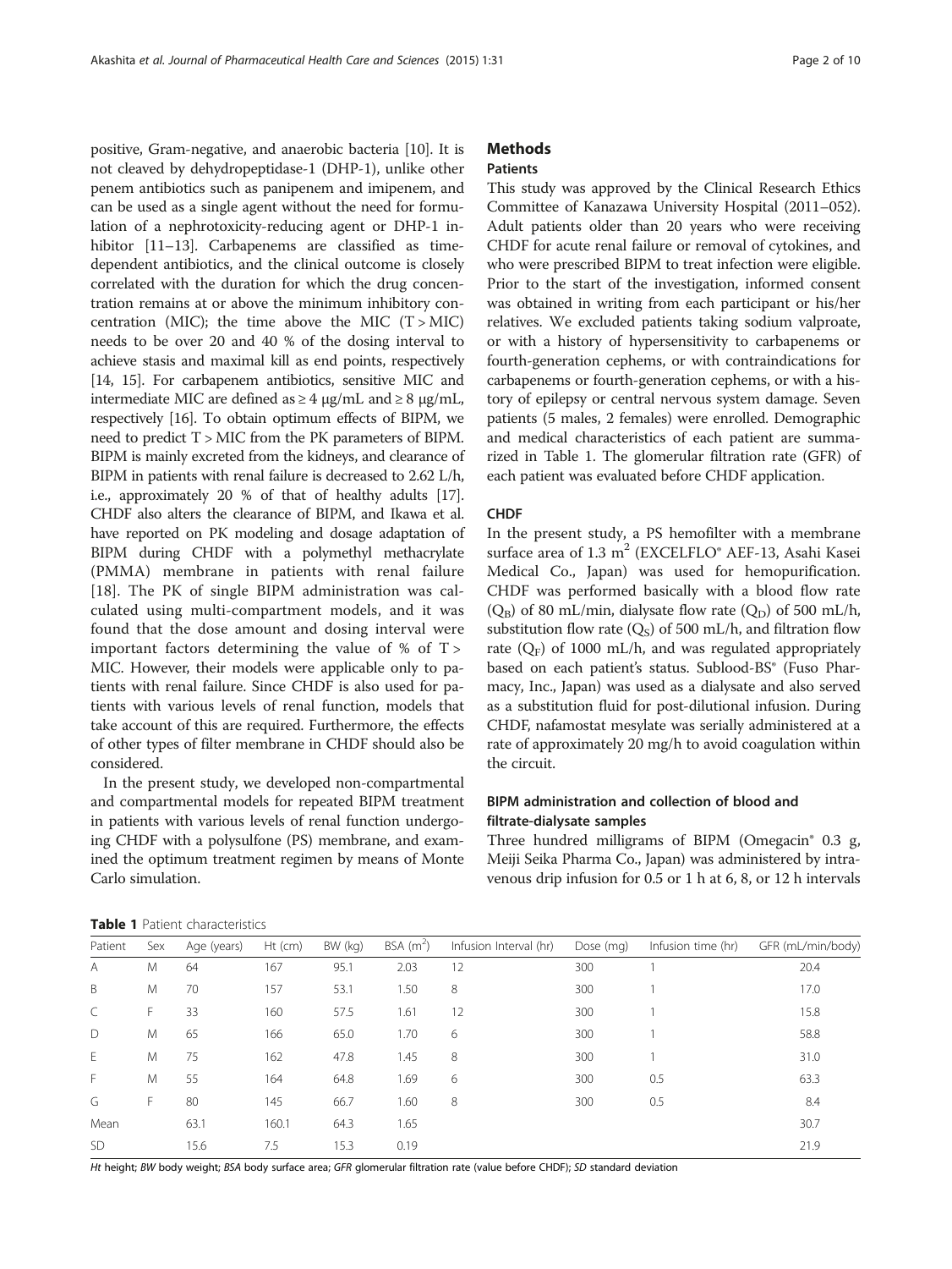positive, Gram-negative, and anaerobic bacteria [10]. It is not cleaved by dehydropeptidase-1 (DHP-1), unlike other penem antibiotics such as panipenem and imipenem, and can be used as a single agent without the need for formulation of a nephrotoxicity-reducing agent or DHP-1 inhibitor [11–13]. Carbapenems are classified as time-dependent antibiotics, and the clinical outcome is closely correlated with the duration for which the drug concentration remains at or above the minimum inhibitory concentration (MIC); the time above the MIC (T > MIC) needs to be over 20 and 40 % of the dosing interval to achieve stasis and maximal kill as end points, respectively [14, 15]. For carbapenem antibiotics, sensitive MIC and intermediate MIC are defined as ≥ 4 μg/mL and ≥ 8 μg/mL, respectively [16]. To obtain optimum effects of BIPM, we need to predict T > MIC from the PK parameters of BIPM. BIPM is mainly excreted from the kidneys, and clearance of BIPM in patients with renal failure is decreased to 2.62 L/h, i.e., approximately 20 % of that of healthy adults [17]. CHDF also alters the clearance of BIPM, and Ikawa et al. have reported on PK modeling and dosage adaptation of BIPM during CHDF with a polymethyl methacrylate (PMMA) membrane in patients with renal failure [18]. The PK of single BIPM administration was calculated using multi-compartment models, and it was found that the dose amount and dosing interval were important factors determining the value of % of T > MIC. However, their models were applicable only to patients with renal failure. Since CHDF is also used for patients with various levels of renal function, models that take account of this are required. Furthermore, the effects of other types of filter membrane in CHDF should also be considered.

In the present study, we developed non-compartmental and compartmental models for repeated BIPM treatment in patients with various levels of renal function undergoing CHDF with a polysulfone (PS) membrane, and examined the optimum treatment regimen by means of Monte Carlo simulation.

## Methods

### Patients

This study was approved by the Clinical Research Ethics Committee of Kanazawa University Hospital (2011–052). Adult patients older than 20 years who were receiving CHDF for acute renal failure or removal of cytokines, and who were prescribed BIPM to treat infection were eligible. Prior to the start of the investigation, informed consent was obtained in writing from each participant or his/her relatives. We excluded patients taking sodium valproate, or with a history of hypersensitivity to carbapenems or fourth-generation cephems, or with contraindications for carbapenems or fourth-generation cephems, or with a history of epilepsy or central nervous system damage. Seven patients (5 males, 2 females) were enrolled. Demographic and medical characteristics of each patient are summarized in Table 1. The glomerular filtration rate (GFR) of each patient was evaluated before CHDF application.

### CHDF

In the present study, a PS hemofilter with a membrane surface area of 1.3 $m^2$ (EXCELFLO® AEF-13, Asahi Kasei Medical Co., Japan) was used for hemopurification. CHDF was performed basically with a blood flow rate ($Q_B$) of 80 mL/min, dialysate flow rate ($Q_D$) of 500 mL/h, substitution flow rate ($Q_S$) of 500 mL/h, and filtration flow rate ($Q_F$) of 1000 mL/h, and was regulated appropriately based on each patient's status. Sublood-BS® (Fuso Pharmacy, Inc., Japan) was used as a dialysate and also served as a substitution fluid for post-dilutional infusion. During CHDF, nafamostat mesylate was serially administered at a rate of approximately 20 mg/h to avoid coagulation within the circuit.

### BIPM administration and collection of blood and filtrate-dialysate samples

Three hundred milligrams of BIPM (Omegacin® 0.3 g, Meiji Seika Pharma Co., Japan) was administered by intravenous drip infusion for 0.5 or 1 h at 6, 8, or 12 h intervals

**Table 1** Patient characteristics

| Patient | Sex | Age (years) | Ht (cm) | BW (kg) | BSA ($m^2$) | Infusion Interval (hr) | Dose (mg) | Infusion time (hr) | GFR (mL/min/body) |
|---|---|---|---|---|---|---|---|---|---|
| A | M | 64 | 167 | 95.1 | 2.03 | 12 | 300 | 1 | 20.4 |
| B | M | 70 | 157 | 53.1 | 1.50 | 8 | 300 | 1 | 17.0 |
| C | F | 33 | 160 | 57.5 | 1.61 | 12 | 300 | 1 | 15.8 |
| D | M | 65 | 166 | 65.0 | 1.70 | 6 | 300 | 1 | 58.8 |
| E | M | 75 | 162 | 47.8 | 1.45 | 8 | 300 | 1 | 31.0 |
| F | M | 55 | 164 | 64.8 | 1.69 | 6 | 300 | 0.5 | 63.3 |
| G | F | 80 | 145 | 66.7 | 1.60 | 8 | 300 | 0.5 | 8.4 |
| Mean | | 63.1 | 160.1 | 64.3 | 1.65 | | | | 30.7 |
| SD | | 15.6 | 7.5 | 15.3 | 0.19 | | | | 21.9 |

*Ht* height; *BW* body weight; *BSA* body surface area; *GFR* glomerular filtration rate (value before CHDF); *SD* standard deviation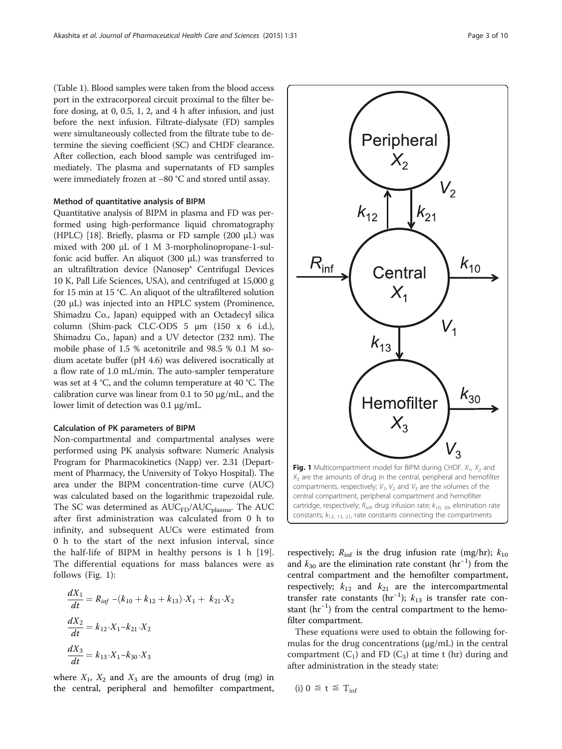(Table 1). Blood samples were taken from the blood access port in the extracorporeal circuit proximal to the filter before dosing, at 0, 0.5, 1, 2, and 4 h after infusion, and just before the next infusion. Filtrate-dialysate (FD) samples were simultaneously collected from the filtrate tube to determine the sieving coefficient (SC) and CHDF clearance. After collection, each blood sample was centrifuged immediately. The plasma and supernatants of FD samples were immediately frozen at −80 °C and stored until assay.

#### Method of quantitative analysis of BIPM

Quantitative analysis of BIPM in plasma and FD was performed using high-performance liquid chromatography (HPLC) [18]. Briefly, plasma or FD sample (200 μL) was mixed with 200 μL of 1 M 3-morpholinopropane-1-sulfonic acid buffer. An aliquot (300 μL) was transferred to an ultrafiltration device (Nanosep® Centrifugal Devices 10 K, Pall Life Sciences, USA), and centrifuged at 15,000 g for 15 min at 15 °C. An aliquot of the ultrafiltered solution (20 μL) was injected into an HPLC system (Prominence, Shimadzu Co., Japan) equipped with an Octadecyl silica column (Shim-pack CLC-ODS 5 μm (150 x 6 i.d.), Shimadzu Co., Japan) and a UV detector (232 nm). The mobile phase of 1.5 % acetonitrile and 98.5 % 0.1 M sodium acetate buffer (pH 4.6) was delivered isocratically at a flow rate of 1.0 mL/min. The auto-sampler temperature was set at 4 °C, and the column temperature at 40 °C. The calibration curve was linear from 0.1 to 50 μg/mL, and the lower limit of detection was 0.1 μg/mL.

#### Calculation of PK parameters of BIPM

Non-compartmental and compartmental analyses were performed using PK analysis software: Numeric Analysis Program for Pharmacokinetics (Napp) ver. 2.31 (Department of Pharmacy, the University of Tokyo Hospital). The area under the BIPM concentration-time curve (AUC) was calculated based on the logarithmic trapezoidal rule. The SC was determined as $AUC_{FD}/AUC_{plasma}$. The AUC after first administration was calculated from 0 h to infinity, and subsequent AUCs were estimated from 0 h to the start of the next infusion interval, since the half-life of BIPM in healthy persons is 1 h [19]. The differential equations for mass balances were as follows (Fig. 1):

$$\frac{dX_1}{dt} = R_{inf} - (k_{10} + k_{12} + k_{13}) \cdot X_1 + k_{21} \cdot X_2$$

$$\frac{dX_2}{dt} = k_{12} \cdot X_1 - k_{21} \cdot X_2$$

$$\frac{dX_3}{dt} = k_{13} \cdot X_1 - k_{30} \cdot X_3$$

where $X_1$, $X_2$ and $X_3$ are the amounts of drug (mg) in the central, peripheral and hemofilter compartment, respectively; $R_{inf}$ is the drug infusion rate (mg/hr); $k_{10}$ and $k_{30}$ are the elimination rate constant ($hr^{-1}$) from the central compartment and the hemofilter compartment, respectively; $k_{12}$ and $k_{21}$ are the intercompartmental transfer rate constants ($hr^{-1}$); $k_{13}$ is transfer rate constant ($hr^{-1}$) from the central compartment to the hemofilter compartment.

**Fig. 1** Multicompartment model for BIPM during CHDF. $X_1$, $X_2$ and $X_3$ are the amounts of drug in the central, peripheral and hemofilter compartments, respectively; $V_1$, $V_2$ and $V_3$ are the volumes of the central compartment, peripheral compartment and hemofilter cartridge, respectively; $R_{inf}$, drug infusion rate; $k_{10,\ 30}$, elimination rate constants; $k_{12,\ 13,\ 21}$, rate constants connecting the compartments

These equations were used to obtain the following formulas for the drug concentrations (μg/mL) in the central compartment ($C_1$) and FD ($C_3$) at time t (hr) during and after administration in the steady state:

(i) $0 \leqq t \leqq T_{inf}$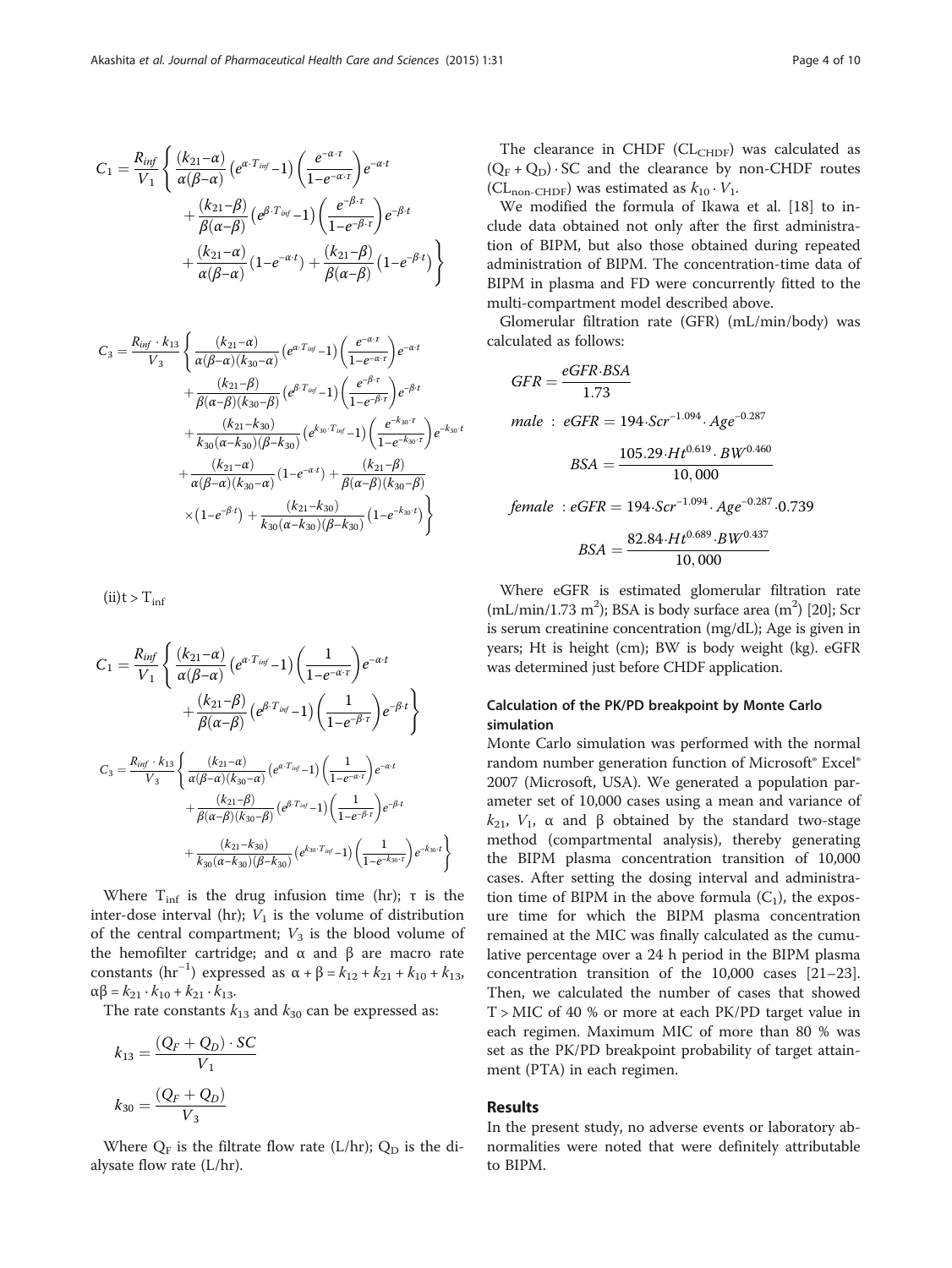$$C_1 = \frac{R_{inf}}{V_1}\left\{\frac{(k_{21}-\alpha)}{\alpha(\beta-\alpha)}\left(e^{\alpha\cdot T_{inf}}-1\right)\left(\frac{e^{-\alpha\cdot\tau}}{1-e^{-\alpha\cdot\tau}}\right)e^{-\alpha\cdot t} + \frac{(k_{21}-\beta)}{\beta(\alpha-\beta)}\left(e^{\beta\cdot T_{inf}}-1\right)\left(\frac{e^{-\beta\cdot\tau}}{1-e^{-\beta\cdot\tau}}\right)e^{-\beta\cdot t} + \frac{(k_{21}-\alpha)}{\alpha(\beta-\alpha)}\left(1-e^{-\alpha\cdot t}\right) + \frac{(k_{21}-\beta)}{\beta(\alpha-\beta)}\left(1-e^{-\beta\cdot t}\right)\right\}$$

$$C_3 = \frac{R_{inf}\cdot k_{13}}{V_3}\left\{\frac{(k_{21}-\alpha)}{\alpha(\beta-\alpha)(k_{30}-\alpha)}\left(e^{\alpha\cdot T_{inf}}-1\right)\left(\frac{e^{-\alpha\cdot\tau}}{1-e^{-\alpha\cdot\tau}}\right)e^{-\alpha\cdot t} + \frac{(k_{21}-\beta)}{\beta(\alpha-\beta)(k_{30}-\beta)}\left(e^{\beta\cdot T_{inf}}-1\right)\left(\frac{e^{-\beta\cdot\tau}}{1-e^{-\beta\cdot\tau}}\right)e^{-\beta\cdot t} + \frac{(k_{21}-k_{30})}{k_{30}(\alpha-k_{30})(\beta-k_{30})}\left(e^{k_{30}\cdot T_{inf}}-1\right)\left(\frac{e^{-k_{30}\cdot\tau}}{1-e^{-k_{30}\cdot\tau}}\right)e^{-k_{30}\cdot t} + \frac{(k_{21}-\alpha)}{\alpha(\beta-\alpha)(k_{30}-\alpha)}\left(1-e^{-\alpha\cdot t}\right) + \frac{(k_{21}-\beta)}{\beta(\alpha-\beta)(k_{30}-\beta)}\times\left(1-e^{-\beta\cdot t}\right) + \frac{(k_{21}-k_{30})}{k_{30}(\alpha-k_{30})(\beta-k_{30})}\left(1-e^{-k_{30}\cdot t}\right)\right\}$$

(ii) $t > T_{inf}$

$$C_1 = \frac{R_{inf}}{V_1}\left\{\frac{(k_{21}-\alpha)}{\alpha(\beta-\alpha)}\left(e^{\alpha\cdot T_{inf}}-1\right)\left(\frac{1}{1-e^{-\alpha\cdot\tau}}\right)e^{-\alpha\cdot t} + \frac{(k_{21}-\beta)}{\beta(\alpha-\beta)}\left(e^{\beta\cdot T_{inf}}-1\right)\left(\frac{1}{1-e^{-\beta\cdot\tau}}\right)e^{-\beta\cdot t}\right\}$$

$$C_3 = \frac{R_{inf}\cdot k_{13}}{V_3}\left\{\frac{(k_{21}-\alpha)}{\alpha(\beta-\alpha)(k_{30}-\alpha)}\left(e^{\alpha\cdot T_{inf}}-1\right)\left(\frac{1}{1-e^{-\alpha\cdot\tau}}\right)e^{-\alpha\cdot t} + \frac{(k_{21}-\beta)}{\beta(\alpha-\beta)(k_{30}-\beta)}\left(e^{\beta\cdot T_{inf}}-1\right)\left(\frac{1}{1-e^{-\beta\cdot\tau}}\right)e^{-\beta\cdot t} + \frac{(k_{21}-k_{30})}{k_{30}(\alpha-k_{30})(\beta-k_{30})}\left(e^{k_{30}\cdot T_{inf}}-1\right)\left(\frac{1}{1-e^{-k_{30}\cdot\tau}}\right)e^{-k_{30}\cdot t}\right\}$$

Where $T_{inf}$ is the drug infusion time (hr); τ is the inter-dose interval (hr); $V_1$ is the volume of distribution of the central compartment; $V_3$ is the blood volume of the hemofilter cartridge; and α and β are macro rate constants ($hr^{-1}$) expressed as $\alpha + \beta = k_{12} + k_{21} + k_{10} + k_{13}$, $\alpha\beta = k_{21}\cdot k_{10} + k_{21}\cdot k_{13}$.

The rate constants $k_{13}$ and $k_{30}$ can be expressed as:

$$k_{13} = \frac{(Q_F + Q_D)\cdot SC}{V_1}$$

$$k_{30} = \frac{(Q_F + Q_D)}{V_3}$$

Where $Q_F$ is the filtrate flow rate (L/hr); $Q_D$ is the dialysate flow rate (L/hr).

The clearance in CHDF ($CL_{CHDF}$) was calculated as $(Q_F + Q_D)\cdot SC$ and the clearance by non-CHDF routes ($CL_{non\text{-}CHDF}$) was estimated as $k_{10}\cdot V_1$.

We modified the formula of Ikawa et al. [18] to include data obtained not only after the first administration of BIPM, but also those obtained during repeated administration of BIPM. The concentration-time data of BIPM in plasma and FD were concurrently fitted to the multi-compartment model described above.

Glomerular filtration rate (GFR) (mL/min/body) was calculated as follows:

$$GFR = \frac{eGFR\cdot BSA}{1.73}$$

$$male\ :\ eGFR = 194\cdot Scr^{-1.094}\cdot Age^{-0.287}$$

$$BSA = \frac{105.29\cdot Ht^{0.619}\cdot BW^{0.460}}{10,000}$$

$$female\ :\ eGFR = 194\cdot Scr^{-1.094}\cdot Age^{-0.287}\cdot 0.739$$

$$BSA = \frac{82.84\cdot Ht^{0.689}\cdot BW^{0.437}}{10,000}$$

Where eGFR is estimated glomerular filtration rate (mL/min/1.73 $m^2$); BSA is body surface area ($m^2$) [20]; Scr is serum creatinine concentration (mg/dL); Age is given in years; Ht is height (cm); BW is body weight (kg). eGFR was determined just before CHDF application.

### Calculation of the PK/PD breakpoint by Monte Carlo simulation

Monte Carlo simulation was performed with the normal random number generation function of Microsoft® Excel® 2007 (Microsoft, USA). We generated a population parameter set of 10,000 cases using a mean and variance of $k_{21}$, $V_1$, α and β obtained by the standard two-stage method (compartmental analysis), thereby generating the BIPM plasma concentration transition of 10,000 cases. After setting the dosing interval and administration time of BIPM in the above formula ($C_1$), the exposure time for which the BIPM plasma concentration remained at the MIC was finally calculated as the cumulative percentage over a 24 h period in the BIPM plasma concentration transition of the 10,000 cases [21–23]. Then, we calculated the number of cases that showed T > MIC of 40 % or more at each PK/PD target value in each regimen. Maximum MIC of more than 80 % was set as the PK/PD breakpoint probability of target attainment (PTA) in each regimen.

## Results

In the present study, no adverse events or laboratory abnormalities were noted that were definitely attributable to BIPM.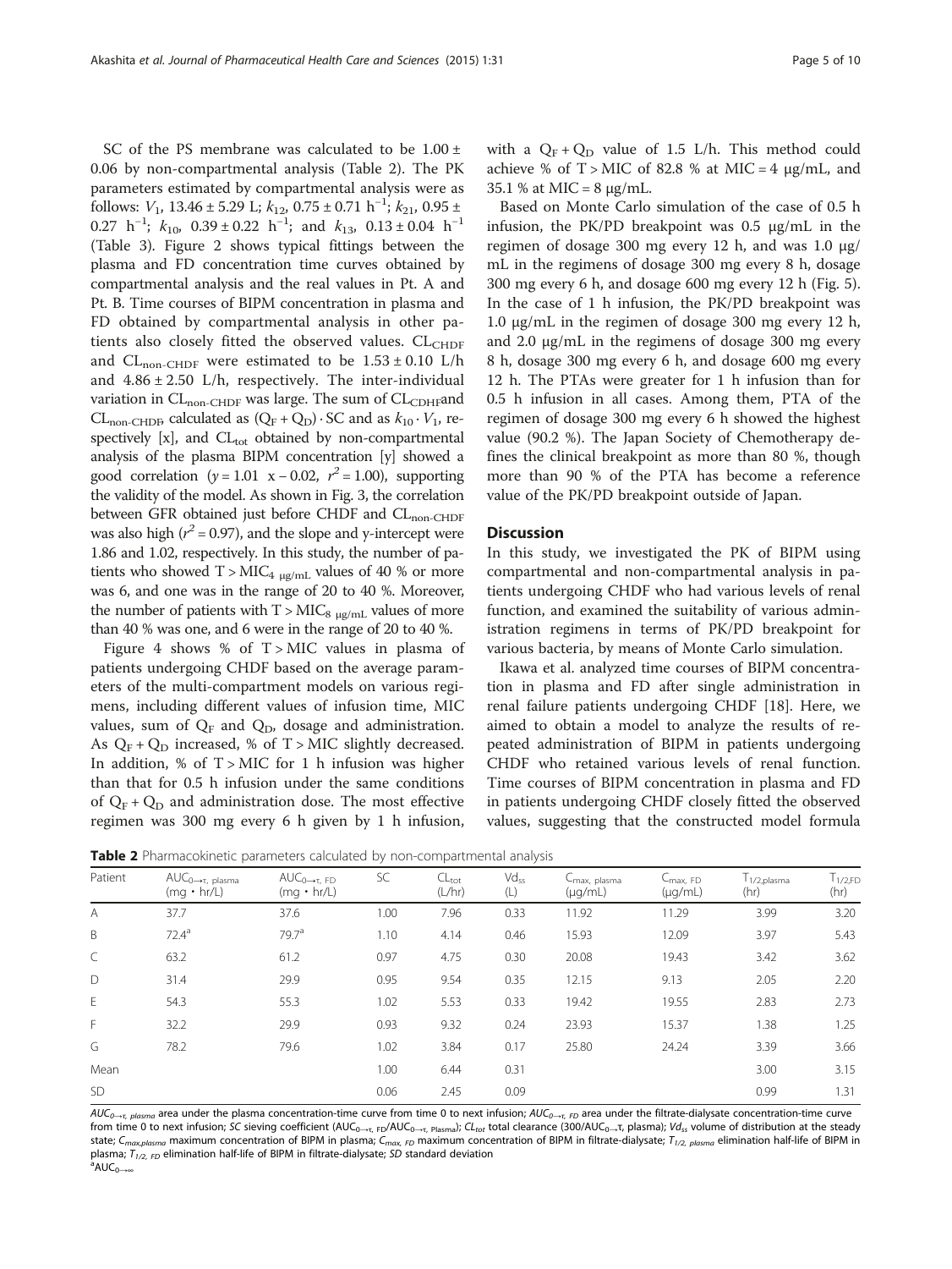SC of the PS membrane was calculated to be 1.00 ± 0.06 by non-compartmental analysis (Table 2). The PK parameters estimated by compartmental analysis were as follows: $V_1$, 13.46 ± 5.29 L; $k_{12}$, 0.75 ± 0.71 $h^{-1}$; $k_{21}$, 0.95 ± 0.27 $h^{-1}$; $k_{10}$, 0.39 ± 0.22 $h^{-1}$; and $k_{13}$, 0.13 ± 0.04 $h^{-1}$ (Table 3). Figure 2 shows typical fittings between the plasma and FD concentration time curves obtained by compartmental analysis and the real values in Pt. A and Pt. B. Time courses of BIPM concentration in plasma and FD obtained by compartmental analysis in other patients also closely fitted the observed values. $CL_{CHDF}$ and $CL_{non\text{-}CHDF}$ were estimated to be 1.53 ± 0.10 L/h and 4.86 ± 2.50 L/h, respectively. The inter-individual variation in $CL_{non\text{-}CHDF}$ was large. The sum of $CL_{CDHF}$ and $CL_{non\text{-}CHDF}$, calculated as $(Q_F + Q_D) \cdot SC$ and as $k_{10} \cdot V_1$, respectively [x], and $CL_{tot}$ obtained by non-compartmental analysis of the plasma BIPM concentration [y] showed a good correlation ($y = 1.01\ x - 0.02$, $r^2 = 1.00$), supporting the validity of the model. As shown in Fig. 3, the correlation between GFR obtained just before CHDF and $CL_{non\text{-}CHDF}$ was also high ($r^2 = 0.97$), and the slope and y-intercept were 1.86 and 1.02, respectively. In this study, the number of patients who showed $T > MIC_{4\ \mu g/mL}$ values of 40 % or more was 6, and one was in the range of 20 to 40 %. Moreover, the number of patients with $T > MIC_{8\ \mu g/mL}$ values of more than 40 % was one, and 6 were in the range of 20 to 40 %.

Figure 4 shows % of T > MIC values in plasma of patients undergoing CHDF based on the average parameters of the multi-compartment models on various regimens, including different values of infusion time, MIC values, sum of $Q_F$ and $Q_D$, dosage and administration. As $Q_F + Q_D$ increased, % of T > MIC slightly decreased. In addition, % of T > MIC for 1 h infusion was higher than that for 0.5 h infusion under the same conditions of $Q_F + Q_D$ and administration dose. The most effective regimen was 300 mg every 6 h given by 1 h infusion, with a $Q_F + Q_D$ value of 1.5 L/h. This method could achieve % of T > MIC of 82.8 % at MIC = 4 μg/mL, and 35.1 % at MIC = 8 μg/mL.

Based on Monte Carlo simulation of the case of 0.5 h infusion, the PK/PD breakpoint was 0.5 μg/mL in the regimen of dosage 300 mg every 12 h, and was 1.0 μg/mL in the regimens of dosage 300 mg every 8 h, dosage 300 mg every 6 h, and dosage 600 mg every 12 h (Fig. 5). In the case of 1 h infusion, the PK/PD breakpoint was 1.0 μg/mL in the regimen of dosage 300 mg every 12 h, and 2.0 μg/mL in the regimens of dosage 300 mg every 8 h, dosage 300 mg every 6 h, and dosage 600 mg every 12 h. The PTAs were greater for 1 h infusion than for 0.5 h infusion in all cases. Among them, PTA of the regimen of dosage 300 mg every 6 h showed the highest value (90.2 %). The Japan Society of Chemotherapy defines the clinical breakpoint as more than 80 %, though more than 90 % of the PTA has become a reference value of the PK/PD breakpoint outside of Japan.

## Discussion

In this study, we investigated the PK of BIPM using compartmental and non-compartmental analysis in patients undergoing CHDF who had various levels of renal function, and examined the suitability of various administration regimens in terms of PK/PD breakpoint for various bacteria, by means of Monte Carlo simulation.

Ikawa et al. analyzed time courses of BIPM concentration in plasma and FD after single administration in renal failure patients undergoing CHDF [18]. Here, we aimed to obtain a model to analyze the results of repeated administration of BIPM in patients undergoing CHDF who retained various levels of renal function. Time courses of BIPM concentration in plasma and FD in patients undergoing CHDF closely fitted the observed values, suggesting that the constructed model formula

**Table 2** Pharmacokinetic parameters calculated by non-compartmental analysis

| Patient | $AUC_{0\rightarrow\tau,\ plasma}$ (mg · hr/L) | $AUC_{0\rightarrow\tau,\ FD}$ (mg · hr/L) | SC | $CL_{tot}$ (L/hr) | $Vd_{ss}$ (L) | $C_{max,\ plasma}$ (μg/mL) | $C_{max,\ FD}$ (μg/mL) | $T_{1/2,plasma}$ (hr) | $T_{1/2,FD}$ (hr) |
|---|---|---|---|---|---|---|---|---|---|
| A | 37.7 | 37.6 | 1.00 | 7.96 | 0.33 | 11.92 | 11.29 | 3.99 | 3.20 |
| B | 72.4[a] | 79.7[a] | 1.10 | 4.14 | 0.46 | 15.93 | 12.09 | 3.97 | 5.43 |
| C | 63.2 | 61.2 | 0.97 | 4.75 | 0.30 | 20.08 | 19.43 | 3.42 | 3.62 |
| D | 31.4 | 29.9 | 0.95 | 9.54 | 0.35 | 12.15 | 9.13 | 2.05 | 2.20 |
| E | 54.3 | 55.3 | 1.02 | 5.53 | 0.33 | 19.42 | 19.55 | 2.83 | 2.73 |
| F | 32.2 | 29.9 | 0.93 | 9.32 | 0.24 | 23.93 | 15.37 | 1.38 | 1.25 |
| G | 78.2 | 79.6 | 1.02 | 3.84 | 0.17 | 25.80 | 24.24 | 3.39 | 3.66 |
| Mean | | | 1.00 | 6.44 | 0.31 | | | 3.00 | 3.15 |
| SD | | | 0.06 | 2.45 | 0.09 | | | 0.99 | 1.31 |

$AUC_{0\rightarrow\tau,\ plasma}$ area under the plasma concentration-time curve from time 0 to next infusion; $AUC_{0\rightarrow\tau,\ FD}$ area under the filtrate-dialysate concentration-time curve from time 0 to next infusion; *SC* sieving coefficient ($AUC_{0\rightarrow\tau,\ FD}/AUC_{0\rightarrow\tau,\ Plasma}$); $CL_{tot}$ total clearance ($300/AUC_{0\rightarrow\tau}$, plasma); $Vd_{ss}$ volume of distribution at the steady state; $C_{max,plasma}$ maximum concentration of BIPM in plasma; $C_{max,\ FD}$ maximum concentration of BIPM in filtrate-dialysate; $T_{1/2,\ plasma}$ elimination half-life of BIPM in plasma; $T_{1/2,\ FD}$ elimination half-life of BIPM in filtrate-dialysate; *SD* standard deviation

[a] $AUC_{0\rightarrow\infty}$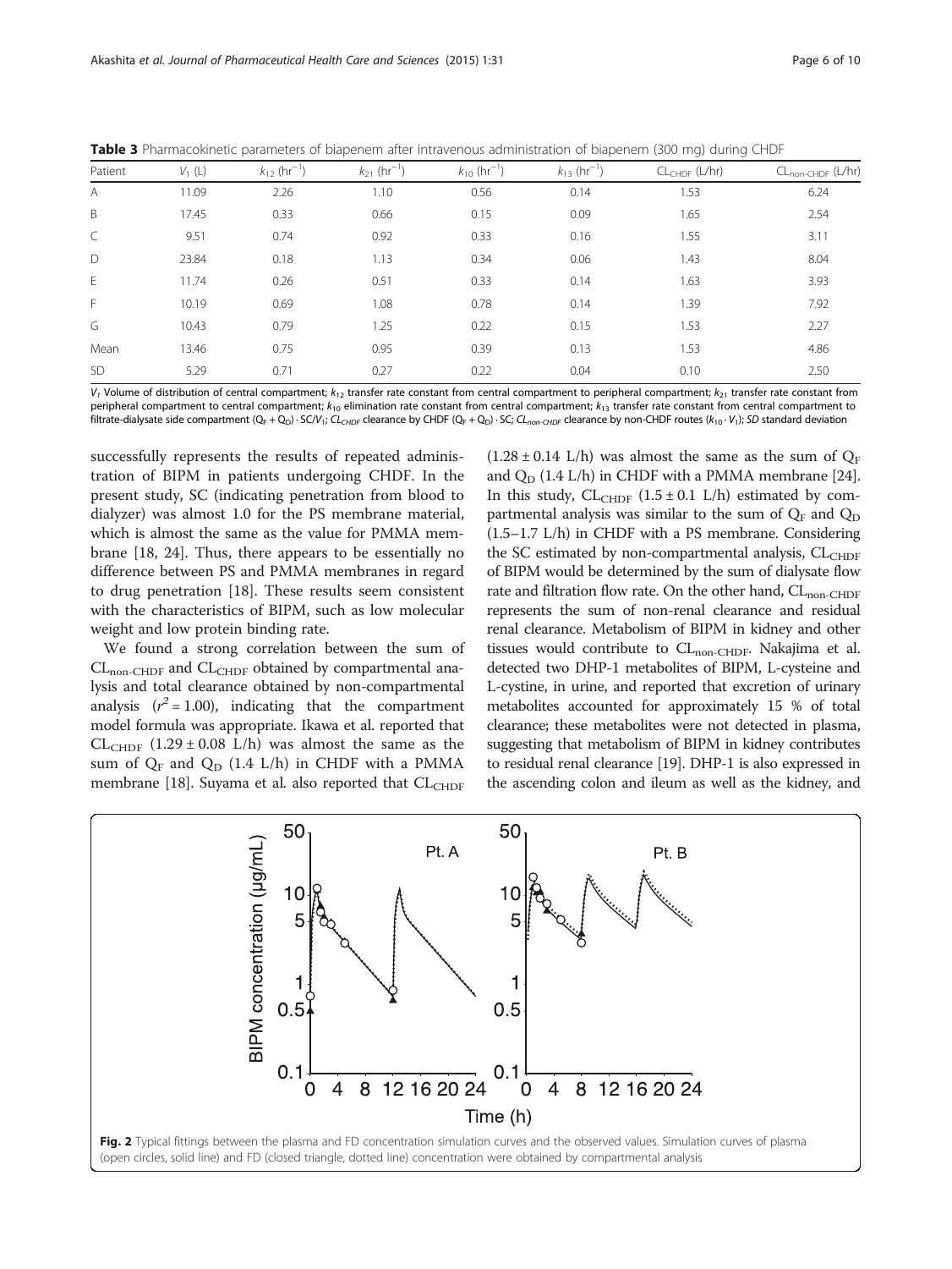**Table 3** Pharmacokinetic parameters of biapenem after intravenous administration of biapenem (300 mg) during CHDF

| Patient | $V_1$ (L) | $k_{12}$ ($hr^{-1}$) | $k_{21}$ ($hr^{-1}$) | $k_{10}$ ($hr^{-1}$) | $k_{13}$ ($hr^{-1}$) | $CL_{CHDF}$ (L/hr) | $CL_{non\text{-}CHDF}$ (L/hr) |
|---|---|---|---|---|---|---|---|
| A | 11.09 | 2.26 | 1.10 | 0.56 | 0.14 | 1.53 | 6.24 |
| B | 17.45 | 0.33 | 0.66 | 0.15 | 0.09 | 1.65 | 2.54 |
| C | 9.51 | 0.74 | 0.92 | 0.33 | 0.16 | 1.55 | 3.11 |
| D | 23.84 | 0.18 | 1.13 | 0.34 | 0.06 | 1.43 | 8.04 |
| E | 11.74 | 0.26 | 0.51 | 0.33 | 0.14 | 1.63 | 3.93 |
| F | 10.19 | 0.69 | 1.08 | 0.78 | 0.14 | 1.39 | 7.92 |
| G | 10.43 | 0.79 | 1.25 | 0.22 | 0.15 | 1.53 | 2.27 |
| Mean | 13.46 | 0.75 | 0.95 | 0.39 | 0.13 | 1.53 | 4.86 |
| SD | 5.29 | 0.71 | 0.27 | 0.22 | 0.04 | 0.10 | 2.50 |

$V_1$ Volume of distribution of central compartment; $k_{12}$ transfer rate constant from central compartment to peripheral compartment; $k_{21}$ transfer rate constant from peripheral compartment to central compartment; $k_{10}$ elimination rate constant from central compartment; $k_{13}$ transfer rate constant from central compartment to filtrate-dialysate side compartment $(Q_F + Q_D) \cdot SC/V_1$; $CL_{CHDF}$ clearance by CHDF $(Q_F + Q_D) \cdot SC$; $CL_{non\text{-}CHDF}$ clearance by non-CHDF routes $(k_{10} \cdot V_1)$; *SD* standard deviation

successfully represents the results of repeated administration of BIPM in patients undergoing CHDF. In the present study, SC (indicating penetration from blood to dialyzer) was almost 1.0 for the PS membrane material, which is almost the same as the value for PMMA membrane [18, 24]. Thus, there appears to be essentially no difference between PS and PMMA membranes in regard to drug penetration [18]. These results seem consistent with the characteristics of BIPM, such as low molecular weight and low protein binding rate.

We found a strong correlation between the sum of $CL_{non\text{-}CHDF}$ and $CL_{CHDF}$ obtained by compartmental analysis and total clearance obtained by non-compartmental analysis ($r^2 = 1.00$), indicating that the compartment model formula was appropriate. Ikawa et al. reported that $CL_{CHDF}$ ($1.29 \pm 0.08$ L/h) was almost the same as the sum of $Q_F$ and $Q_D$ (1.4 L/h) in CHDF with a PMMA membrane [18]. Suyama et al. also reported that $CL_{CHDF}$ ($1.28 \pm 0.14$ L/h) was almost the same as the sum of $Q_F$ and $Q_D$ (1.4 L/h) in CHDF with a PMMA membrane [24]. In this study, $CL_{CHDF}$ ($1.5 \pm 0.1$ L/h) estimated by compartmental analysis was similar to the sum of $Q_F$ and $Q_D$ (1.5–1.7 L/h) in CHDF with a PS membrane. Considering the SC estimated by non-compartmental analysis, $CL_{CHDF}$ of BIPM would be determined by the sum of dialysate flow rate and filtration flow rate. On the other hand, $CL_{non\text{-}CHDF}$ represents the sum of non-renal clearance and residual renal clearance. Metabolism of BIPM in kidney and other tissues would contribute to $CL_{non\text{-}CHDF}$. Nakajima et al. detected two DHP-1 metabolites of BIPM, L-cysteine and L-cystine, in urine, and reported that excretion of urinary metabolites accounted for approximately 15 % of total clearance; these metabolites were not detected in plasma, suggesting that metabolism of BIPM in kidney contributes to residual renal clearance [19]. DHP-1 is also expressed in the ascending colon and ileum as well as the kidney, and

**Fig. 2** Typical fittings between the plasma and FD concentration simulation curves and the observed values. Simulation curves of plasma (open circles, solid line) and FD (closed triangle, dotted line) concentration were obtained by compartmental analysis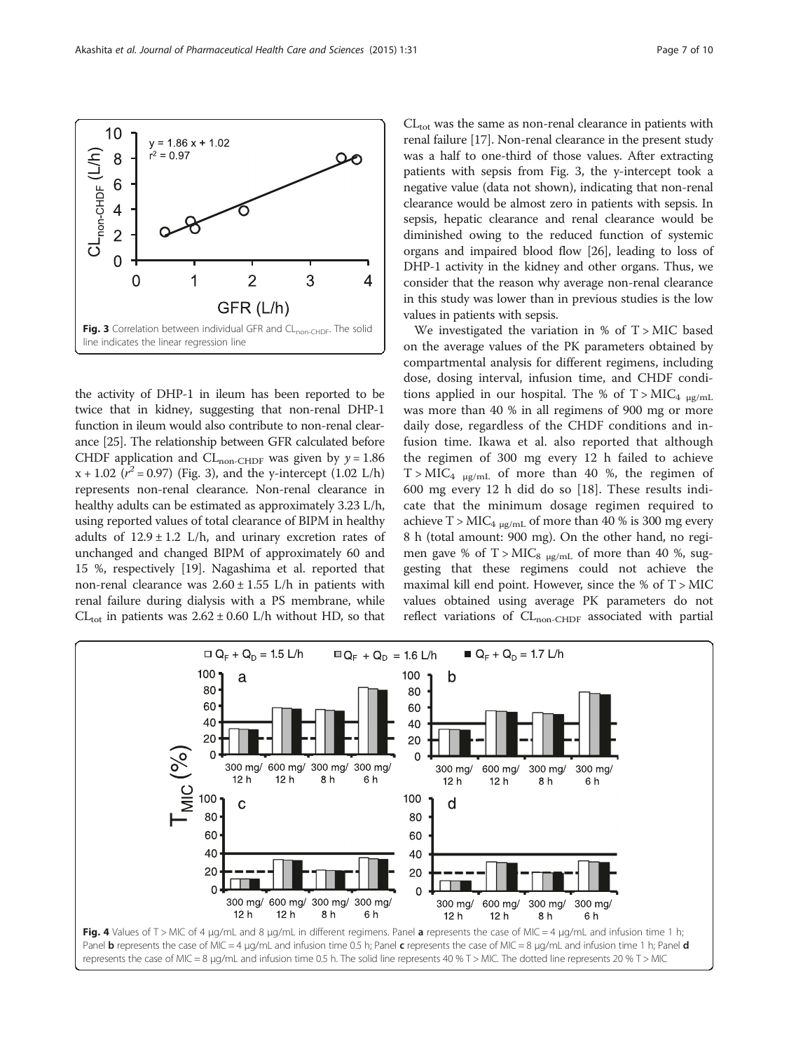Fig. 3 Correlation between individual GFR and $CL_{non\text{-}CHDF}$. The solid line indicates the linear regression line

the activity of DHP-1 in ileum has been reported to be twice that in kidney, suggesting that non-renal DHP-1 function in ileum would also contribute to non-renal clearance [25]. The relationship between GFR calculated before CHDF application and $CL_{non\text{-}CHDF}$ was given by $y = 1.86x + 1.02$ ($r^2 = 0.97$) (Fig. 3), and the y-intercept (1.02 L/h) represents non-renal clearance. Non-renal clearance in healthy adults can be estimated as approximately 3.23 L/h, using reported values of total clearance of BIPM in healthy adults of $12.9 \pm 1.2$ L/h, and urinary excretion rates of unchanged and changed BIPM of approximately 60 and 15 %, respectively [19]. Nagashima et al. reported that non-renal clearance was $2.60 \pm 1.55$ L/h in patients with renal failure during dialysis with a PS membrane, while $CL_{tot}$ in patients was $2.62 \pm 0.60$ L/h without HD, so that $CL_{tot}$ was the same as non-renal clearance in patients with renal failure [17]. Non-renal clearance in the present study was a half to one-third of those values. After extracting patients with sepsis from Fig. 3, the y-intercept took a negative value (data not shown), indicating that non-renal clearance would be almost zero in patients with sepsis. In sepsis, hepatic clearance and renal clearance would be diminished owing to the reduced function of systemic organs and impaired blood flow [26], leading to loss of DHP-1 activity in the kidney and other organs. Thus, we consider that the reason why average non-renal clearance in this study was lower than in previous studies is the low values in patients with sepsis.

We investigated the variation in % of T > MIC based on the average values of the PK parameters obtained by compartmental analysis for different regimens, including dose, dosing interval, infusion time, and CHDF conditions applied in our hospital. The % of $T > MIC_{4\ \mu g/mL}$ was more than 40 % in all regimens of 900 mg or more daily dose, regardless of the CHDF conditions and infusion time. Ikawa et al. also reported that although the regimen of 300 mg every 12 h failed to achieve $T > MIC_{4\ \mu g/mL}$ of more than 40 %, the regimen of 600 mg every 12 h did do so [18]. These results indicate that the minimum dosage regimen required to achieve $T > MIC_{4\ \mu g/mL}$ of more than 40 % is 300 mg every 8 h (total amount: 900 mg). On the other hand, no regimen gave % of $T > MIC_{8\ \mu g/mL}$ of more than 40 %, suggesting that these regimens could not achieve the maximal kill end point. However, since the % of T > MIC values obtained using average PK parameters do not reflect variations of $CL_{non\text{-}CHDF}$ associated with partial

Fig. 4 Values of T > MIC of 4 μg/mL and 8 μg/mL in different regimens. Panel **a** represents the case of MIC = 4 μg/mL and infusion time 1 h; Panel **b** represents the case of MIC = 4 μg/mL and infusion time 0.5 h; Panel **c** represents the case of MIC = 8 μg/mL and infusion time 1 h; Panel **d** represents the case of MIC = 8 μg/mL and infusion time 0.5 h. The solid line represents 40 % T > MIC. The dotted line represents 20 % T > MIC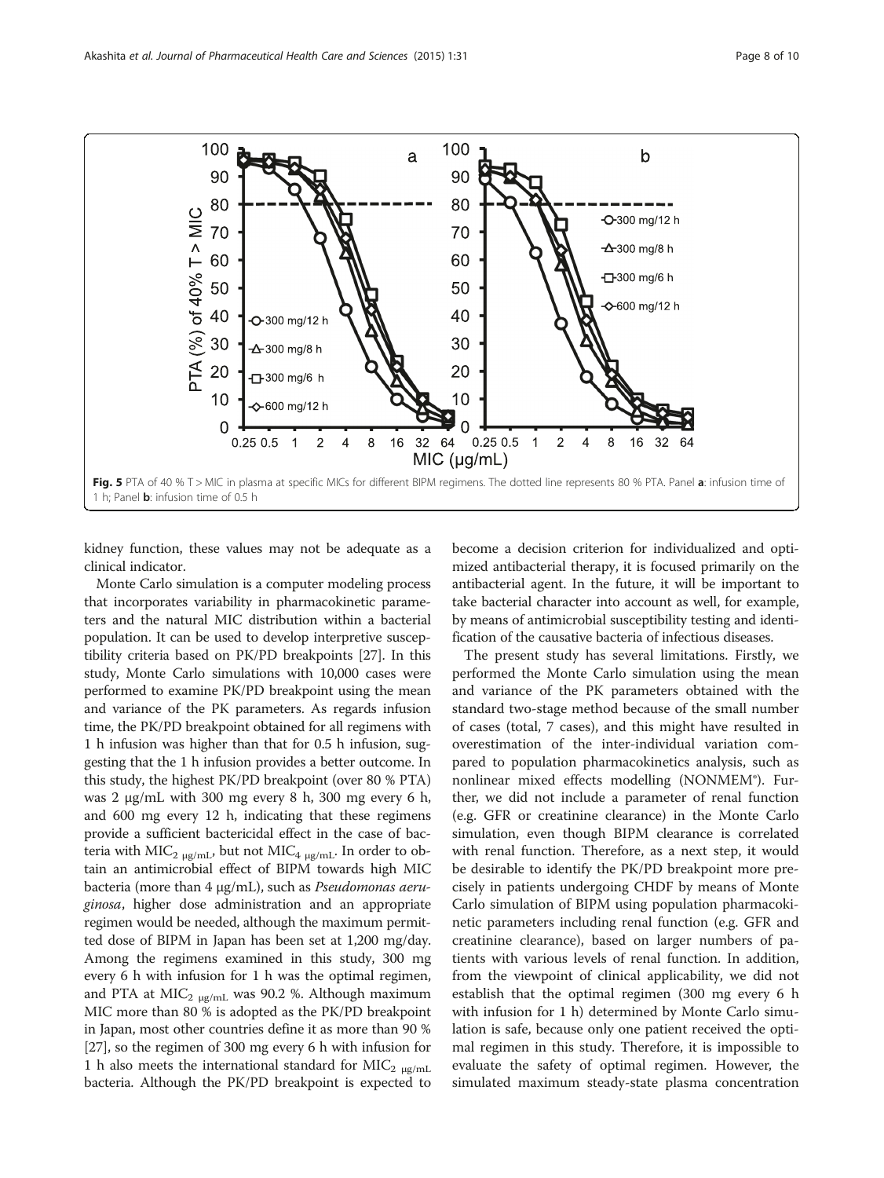Fig. 5 PTA of 40 % T > MIC in plasma at specific MICs for different BIPM regimens. The dotted line represents 80 % PTA. Panel **a**: infusion time of 1 h; Panel **b**: infusion time of 0.5 h

kidney function, these values may not be adequate as a clinical indicator.

Monte Carlo simulation is a computer modeling process that incorporates variability in pharmacokinetic parameters and the natural MIC distribution within a bacterial population. It can be used to develop interpretive susceptibility criteria based on PK/PD breakpoints [27]. In this study, Monte Carlo simulations with 10,000 cases were performed to examine PK/PD breakpoint using the mean and variance of the PK parameters. As regards infusion time, the PK/PD breakpoint obtained for all regimens with 1 h infusion was higher than that for 0.5 h infusion, suggesting that the 1 h infusion provides a better outcome. In this study, the highest PK/PD breakpoint (over 80 % PTA) was 2 μg/mL with 300 mg every 8 h, 300 mg every 6 h, and 600 mg every 12 h, indicating that these regimens provide a sufficient bactericidal effect in the case of bacteria with $MIC_{2\ \mu g/mL}$, but not $MIC_{4\ \mu g/mL}$. In order to obtain an antimicrobial effect of BIPM towards high MIC bacteria (more than 4 μg/mL), such as *Pseudomonas aeruginosa*, higher dose administration and an appropriate regimen would be needed, although the maximum permitted dose of BIPM in Japan has been set at 1,200 mg/day. Among the regimens examined in this study, 300 mg every 6 h with infusion for 1 h was the optimal regimen, and PTA at $MIC_{2\ \mu g/mL}$ was 90.2 %. Although maximum MIC more than 80 % is adopted as the PK/PD breakpoint in Japan, most other countries define it as more than 90 % [27], so the regimen of 300 mg every 6 h with infusion for 1 h also meets the international standard for $MIC_{2\ \mu g/mL}$ bacteria. Although the PK/PD breakpoint is expected to become a decision criterion for individualized and optimized antibacterial therapy, it is focused primarily on the antibacterial agent. In the future, it will be important to take bacterial character into account as well, for example, by means of antimicrobial susceptibility testing and identification of the causative bacteria of infectious diseases.

The present study has several limitations. Firstly, we performed the Monte Carlo simulation using the mean and variance of the PK parameters obtained with the standard two-stage method because of the small number of cases (total, 7 cases), and this might have resulted in overestimation of the inter-individual variation compared to population pharmacokinetics analysis, such as nonlinear mixed effects modelling (NONMEM®). Further, we did not include a parameter of renal function (e.g. GFR or creatinine clearance) in the Monte Carlo simulation, even though BIPM clearance is correlated with renal function. Therefore, as a next step, it would be desirable to identify the PK/PD breakpoint more precisely in patients undergoing CHDF by means of Monte Carlo simulation of BIPM using population pharmacokinetic parameters including renal function (e.g. GFR and creatinine clearance), based on larger numbers of patients with various levels of renal function. In addition, from the viewpoint of clinical applicability, we did not establish that the optimal regimen (300 mg every 6 h with infusion for 1 h) determined by Monte Carlo simulation is safe, because only one patient received the optimal regimen in this study. Therefore, it is impossible to evaluate the safety of optimal regimen. However, the simulated maximum steady-state plasma concentration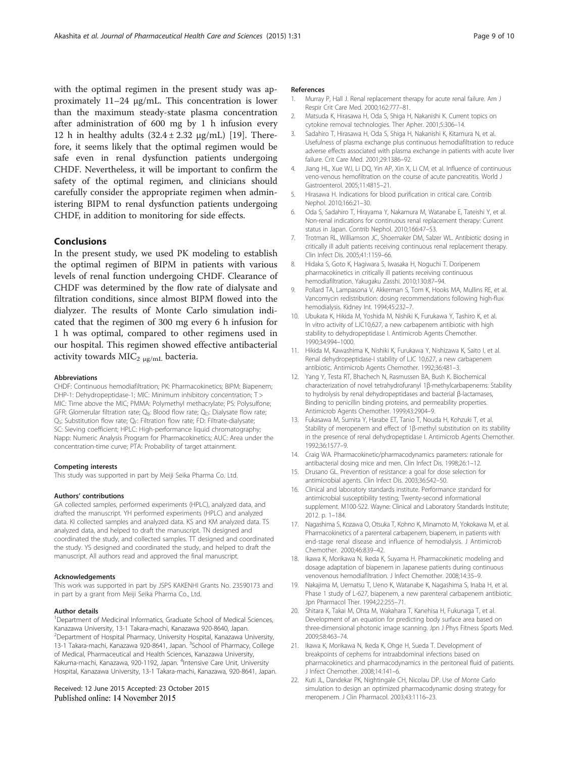with the optimal regimen in the present study was approximately 11–24 μg/mL. This concentration is lower than the maximum steady-state plasma concentration after administration of 600 mg by 1 h infusion every 12 h in healthy adults (32.4 ± 2.32 μg/mL) [19]. Therefore, it seems likely that the optimal regimen would be safe even in renal dysfunction patients undergoing CHDF. Nevertheless, it will be important to confirm the safety of the optimal regimen, and clinicians should carefully consider the appropriate regimen when administering BIPM to renal dysfunction patients undergoing CHDF, in addition to monitoring for side effects.

## Conclusions

In the present study, we used PK modeling to establish the optimal regimen of BIPM in patients with various levels of renal function undergoing CHDF. Clearance of CHDF was determined by the flow rate of dialysate and filtration conditions, since almost BIPM flowed into the dialyzer. The results of Monte Carlo simulation indicated that the regimen of 300 mg every 6 h infusion for 1 h was optimal, compared to other regimens used in our hospital. This regimen showed effective antibacterial activity towards $MIC_{2\ \mu g/mL}$ bacteria.

#### Abbreviations

CHDF: Continuous hemodiafiltration; PK: Pharmacokinetics; BIPM: Biapenem; DHP-1: Dehydropeptidase-1; MIC: Minimum inhibitory concentration; T > MIC: Time above the MIC; PMMA: Polymethyl methacrylate; PS: Polysulfone; GFR: Glomerular filtration rate; $Q_B$: Blood flow rate; $Q_D$: Dialysate flow rate; $Q_S$: Substitution flow rate; $Q_F$: Filtration flow rate; FD: Filtrate-dialysate; SC: Sieving coefficient; HPLC: High-performance liquid chromatography; Napp: Numeric Analysis Program for Pharmacokinetics; AUC: Area under the concentration-time curve; PTA: Probability of target attainment.

#### Competing interests

This study was supported in part by Meiji Seika Pharma Co. Ltd.

#### Authors' contributions

GA collected samples, performed experiments (HPLC), analyzed data, and drafted the manuscript. YH performed experiments (HPLC) and analyzed data. KI collected samples and analyzed data. KS and KM analyzed data. TS analyzed data, and helped to draft the manuscript. TN designed and coordinated the study, and collected samples. TT designed and coordinated the study. YS designed and coordinated the study, and helped to draft the manuscript. All authors read and approved the final manuscript.

#### Acknowledgements

This work was supported in part by JSPS KAKENHI Grants No. 23590173 and in part by a grant from Meiji Seika Pharma Co., Ltd.

#### Author details

[1]Department of Medicinal Informatics, Graduate School of Medical Sciences, Kanazawa University, 13-1 Takara-machi, Kanazawa 920-8640, Japan. [2]Department of Hospital Pharmacy, University Hospital, Kanazawa University, 13-1 Takara-machi, Kanazawa 920-8641, Japan. [3]School of Pharmacy, College of Medical, Pharmaceutical and Health Sciences, Kanazawa University, Kakuma-machi, Kanazawa, 920-1192, Japan. [4]Intensive Care Unit, University Hospital, Kanazawa University, 13-1 Takara-machi, Kanazawa, 920-8641, Japan.

Received: 12 June 2015 Accepted: 23 October 2015
Published online: 14 November 2015

#### References

1. Murray P, Hall J. Renal replacement therapy for acute renal failure. Am J Respir Crit Care Med. 2000;162:777–81.
2. Matsuda K, Hirasawa H, Oda S, Shiga H, Nakanishi K. Current topics on cytokine removal technologies. Ther Apher. 2001;5:306–14.
3. Sadahiro T, Hirasawa H, Oda S, Shiga H, Nakanishi K, Kitamura N, et al. Usefulness of plasma exchange plus continuous hemodiafiltration to reduce adverse effects associated with plasma exchange in patients with acute liver failure. Crit Care Med. 2001;29:1386–92.
4. Jiang HL, Xue WJ, Li DQ, Yin AP, Xin X, Li CM, et al. Influence of continuous veno-venous hemofiltration on the course of acute pancreatitis. World J Gastroenterol. 2005;11:4815–21.
5. Hirasawa H. Indications for blood purification in critical care. Contrib Nephol. 2010;166:21–30.
6. Oda S, Sadahiro T, Hirayama Y, Nakamura M, Watanabe E, Tateishi Y, et al. Non-renal indications for continuous renal replacement therapy: Current status in Japan. Contrib Nephol. 2010;166:47–53.
7. Trotman RL, Williamson JC, Shoemaker DM, Salzer WL. Antibiotic dosing in critically ill adult patients receiving continuous renal replacement therapy. Clin Infect Dis. 2005;41:1159–66.
8. Hidaka S, Goto K, Hagiwara S, Iwasaka H, Noguchi T. Doripenem pharmacokinetics in critically ill patients receiving continuous hemodiafiltration. Yakugaku Zasshi. 2010;130:87–94.
9. Pollard TA, Lampasona V, Akkerman S, Tom K, Hooks MA, Mullins RE, et al. Vancomycin redistribution: dosing recommendations following high-flux hemodialysis. Kidney Int. 1994;45:232–7.
10. Ubukata K, Hikida M, Yoshida M, Nishiki K, Furukawa Y, Tashiro K, et al. In vitro activity of LJC10,627, a new carbapenem antibiotic with high stability to dehydropeptidase I. Antimicrob Agents Chemother. 1990;34:994–1000.
11. Hikida M, Kawashima K, Nishiki K, Furukawa Y, Nishizawa K, Saito I, et al. Renal dehydropeptidase-I stability of LJC 10,627, a new carbapenem antibiotic. Antimicrob Agents Chemother. 1992;36:481–3.
12. Yang Y, Testa RT, Bhachech N, Rasmussen BA, Bush K. Biochemical characterization of novel tetrahydrofuranyl 1β-methylcarbapenems: Stability to hydrolysis by renal dehydropeptidases and bacterial β-lactamases, Binding to penicillin binding proteins, and permeability properties. Antimicrob Agents Chemother. 1999;43:2904–9.
13. Fukasawa M, Sumita Y, Harabe ET, Tanio T, Nouda H, Kohzuki T, et al. Stability of meropenem and effect of 1β-methyl substitution on its stability in the presence of renal dehydropeptidase I. Antimicrob Agents Chemother. 1992;36:1577–9.
14. Craig WA. Pharmacokinetic/pharmacodynamics parameters: rationale for antibacterial dosing mice and men. Clin Infect Dis. 1998;26:1–12.
15. Drusano GL. Prevention of resistance: a goal for dose selection for antimicrobial agents. Clin Infect Dis. 2003;36:S42–50.
16. Clinical and laboratory standards institute. Performance standard for antimicrobial susceptibility testing; Twenty-second informational supplement. M100-S22. Wayne: Clinical and Laboratory Standards Institute; 2012. p. 1–184.
17. Nagashima S, Kozawa O, Otsuka T, Kohno K, Minamoto M, Yokokawa M, et al. Pharmacokinetics of a parenteral carbapenem, biapenem, in patients with end-stage renal disease and influence of hemodialysis. J Antimicrob Chemother. 2000;46:839–42.
18. Ikawa K, Morikawa N, Ikeda K, Suyama H. Pharmacokinetic modeling and dosage adaptation of biapenem in Japanese patients during continuous venovenous hemodiafiltration. J Infect Chemother. 2008;14:35–9.
19. Nakajima M, Uematsu T, Ueno K, Watanabe K, Nagashima S, Inaba H, et al. Phase 1 study of L-627, biapenem, a new parenteral carbapenem antibiotic. Jpn Pharmacol Ther. 1994;22:255–71.
20. Shitara K, Takai M, Ohta M, Wakahara T, Kanehisa H, Fukunaga T, et al. Development of an equation for predicting body surface area based on three-dimensional photonic image scanning. Jpn J Phys Fitness Sports Med. 2009;58:463–74.
21. Ikawa K, Morikawa N, Ikeda K, Ohge H, Sueda T. Development of breakpoints of cephems for intraabdominal infections based on pharmacokinetics and pharmacodynamics in the peritoneal fluid of patients. J Infect Chemother. 2008;14:141–6.
22. Kuti JL, Dandekar PK, Nightingale CH, Nicolau DP. Use of Monte Carlo simulation to design an optimized pharmacodynamic dosing strategy for meropenem. J Clin Pharmacol. 2003;43:1116–23.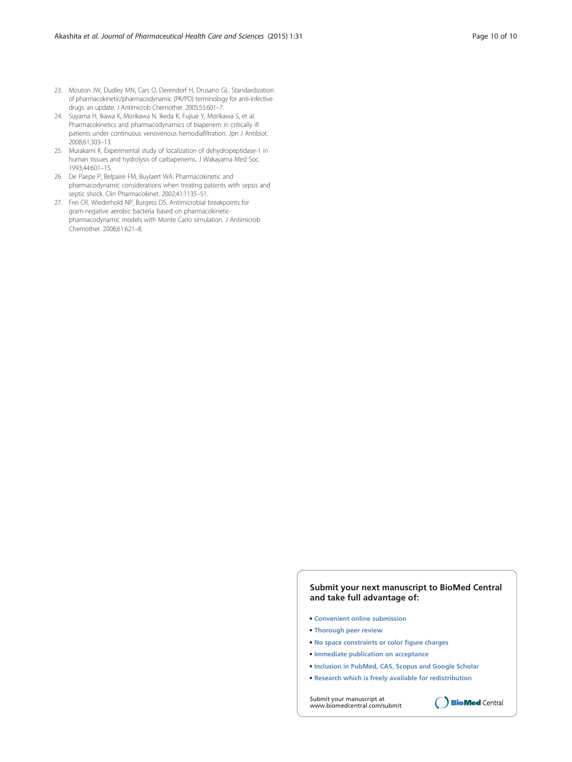23. Mouton JW, Dudley MN, Cars O, Derendorf H, Drusano GL. Standardization of pharmacokinetic/pharmacodynamic (PK/PD) terminology for anti-infective drugs: an update. J Antimicrob Chemother. 2005;55:601–7.
24. Suyama H, Ikawa K, Morikawa N, Ikeda K, Fujiue Y, Morikawa S, et al. Pharmacokinetics and pharmacodynamics of biapenem in critically ill patients under continuous venovenous hemodiafiltration. Jpn J Antibiot. 2008;61:303–13.
25. Murakami K. Experimental study of localization of dehydropeptidase-1 in human tissues and hydrolysis of carbapenems. J Wakayama Med Soc. 1993;44:601–15.
26. De Paepe P, Belpaire FM, Buylaert WA. Pharmacokinetic and pharmacodynamic considerations when treating patients with sepsis and septic shock. Clin Pharmacokinet. 2002;41:1135–51.
27. Frei CR, Wiederhold NP, Burgess DS. Antimicrobial breakpoints for gram-negative aerobic bacteria based on pharmacokinetic-pharmacodynamic models with Monte Carlo simulation. J Antimicrob Chemother. 2008;61:621–8.

**Submit your next manuscript to BioMed Central and take full advantage of:**

- **Convenient online submission**
- **Thorough peer review**
- **No space constraints or color figure charges**
- **Immediate publication on acceptance**
- **Inclusion in PubMed, CAS, Scopus and Google Scholar**
- **Research which is freely available for redistribution**

Submit your manuscript at
www.biomedcentral.com/submit

BioMed Central